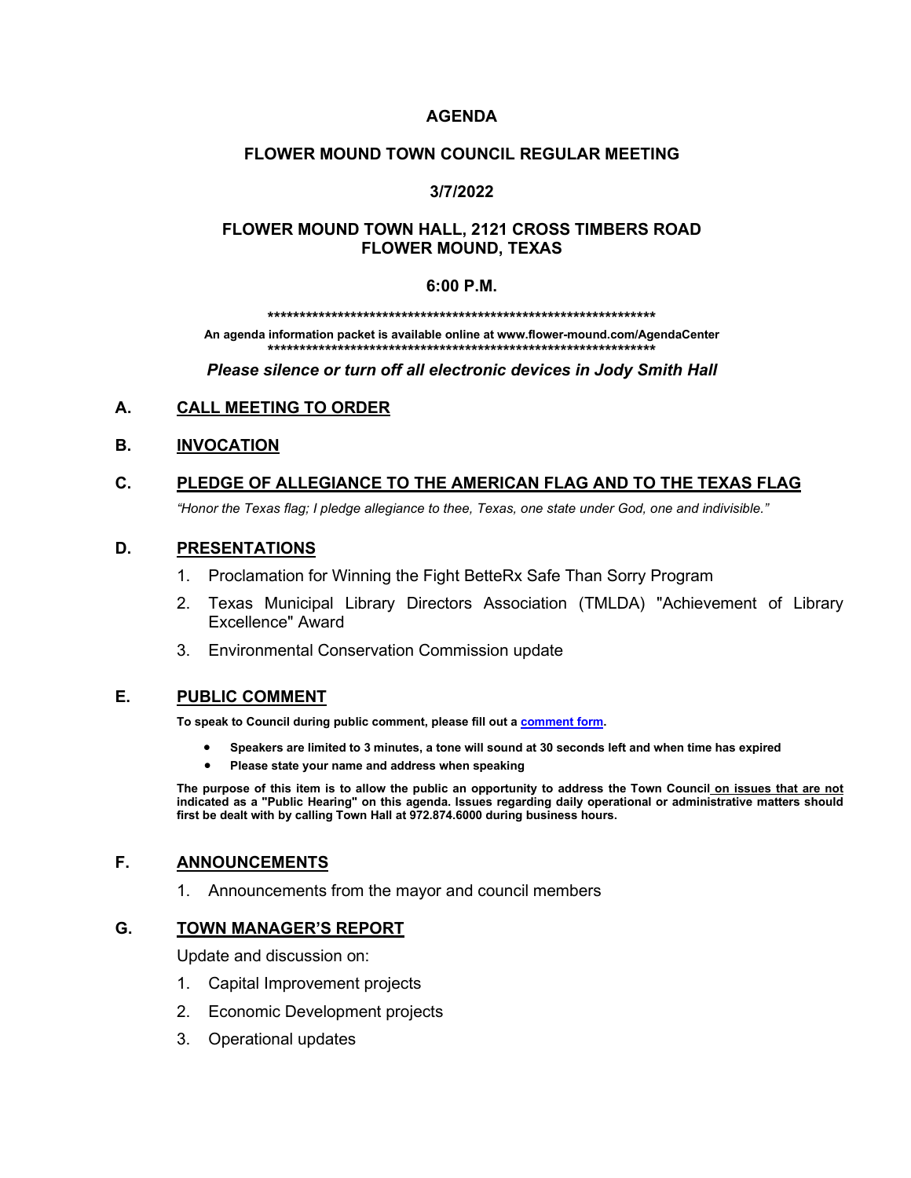# AGENDA

## FLOWER MOUND TOWN COUNCIL REGULAR MEETING

## 3/7/2022

## FLOWER MOUND TOWN HALL, 2121 CROSS TIMBERS ROAD
## FLOWER MOUND, TEXAS

## 6:00 P.M.

****************************************************************

**An agenda information packet is available online at www.flower-mound.com/AgendaCenter**

****************************************************************

***Please silence or turn off all electronic devices in Jody Smith Hall***

## A. CALL MEETING TO ORDER

## B. INVOCATION

## C. PLEDGE OF ALLEGIANCE TO THE AMERICAN FLAG AND TO THE TEXAS FLAG

*"Honor the Texas flag; I pledge allegiance to thee, Texas, one state under God, one and indivisible."*

## D. PRESENTATIONS

1. Proclamation for Winning the Fight BetteRx Safe Than Sorry Program
2. Texas Municipal Library Directors Association (TMLDA) "Achievement of Library Excellence" Award
3. Environmental Conservation Commission update

## E. PUBLIC COMMENT

**To speak to Council during public comment, please fill out a comment form.**

- **Speakers are limited to 3 minutes, a tone will sound at 30 seconds left and when time has expired**
- **Please state your name and address when speaking**

**The purpose of this item is to allow the public an opportunity to address the Town Council on issues that are not indicated as a "Public Hearing" on this agenda. Issues regarding daily operational or administrative matters should first be dealt with by calling Town Hall at 972.874.6000 during business hours.**

## F. ANNOUNCEMENTS

1. Announcements from the mayor and council members

## G. TOWN MANAGER'S REPORT

Update and discussion on:

1. Capital Improvement projects
2. Economic Development projects
3. Operational updates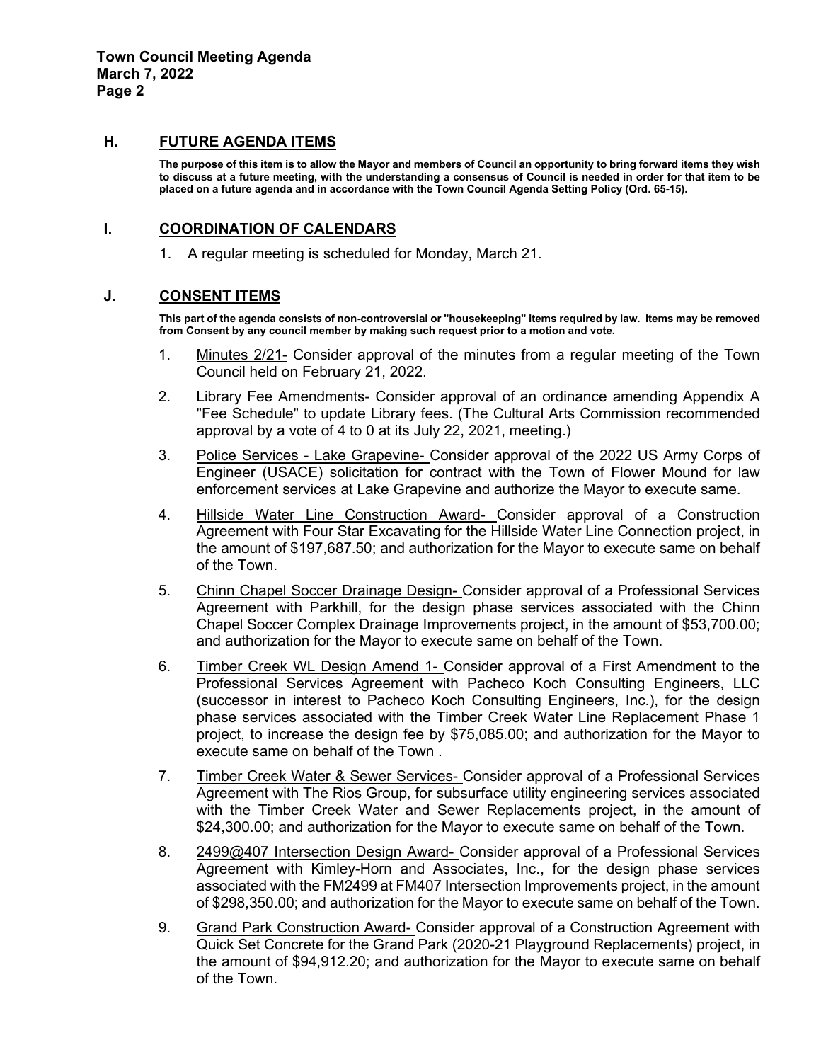## H. FUTURE AGENDA ITEMS

**The purpose of this item is to allow the Mayor and members of Council an opportunity to bring forward items they wish to discuss at a future meeting, with the understanding a consensus of Council is needed in order for that item to be placed on a future agenda and in accordance with the Town Council Agenda Setting Policy (Ord. 65-15).**

## I. COORDINATION OF CALENDARS

1. A regular meeting is scheduled for Monday, March 21.

## J. CONSENT ITEMS

**This part of the agenda consists of non-controversial or "housekeeping" items required by law. Items may be removed from Consent by any council member by making such request prior to a motion and vote.**

1. Minutes 2/21- Consider approval of the minutes from a regular meeting of the Town Council held on February 21, 2022.
2. Library Fee Amendments- Consider approval of an ordinance amending Appendix A "Fee Schedule" to update Library fees. (The Cultural Arts Commission recommended approval by a vote of 4 to 0 at its July 22, 2021, meeting.)
3. Police Services - Lake Grapevine- Consider approval of the 2022 US Army Corps of Engineer (USACE) solicitation for contract with the Town of Flower Mound for law enforcement services at Lake Grapevine and authorize the Mayor to execute same.
4. Hillside Water Line Construction Award- Consider approval of a Construction Agreement with Four Star Excavating for the Hillside Water Line Connection project, in the amount of $197,687.50; and authorization for the Mayor to execute same on behalf of the Town.
5. Chinn Chapel Soccer Drainage Design- Consider approval of a Professional Services Agreement with Parkhill, for the design phase services associated with the Chinn Chapel Soccer Complex Drainage Improvements project, in the amount of $53,700.00; and authorization for the Mayor to execute same on behalf of the Town.
6. Timber Creek WL Design Amend 1- Consider approval of a First Amendment to the Professional Services Agreement with Pacheco Koch Consulting Engineers, LLC (successor in interest to Pacheco Koch Consulting Engineers, Inc.), for the design phase services associated with the Timber Creek Water Line Replacement Phase 1 project, to increase the design fee by $75,085.00; and authorization for the Mayor to execute same on behalf of the Town .
7. Timber Creek Water & Sewer Services- Consider approval of a Professional Services Agreement with The Rios Group, for subsurface utility engineering services associated with the Timber Creek Water and Sewer Replacements project, in the amount of $24,300.00; and authorization for the Mayor to execute same on behalf of the Town.
8. 2499@407 Intersection Design Award- Consider approval of a Professional Services Agreement with Kimley-Horn and Associates, Inc., for the design phase services associated with the FM2499 at FM407 Intersection Improvements project, in the amount of $298,350.00; and authorization for the Mayor to execute same on behalf of the Town.
9. Grand Park Construction Award- Consider approval of a Construction Agreement with Quick Set Concrete for the Grand Park (2020-21 Playground Replacements) project, in the amount of $94,912.20; and authorization for the Mayor to execute same on behalf of the Town.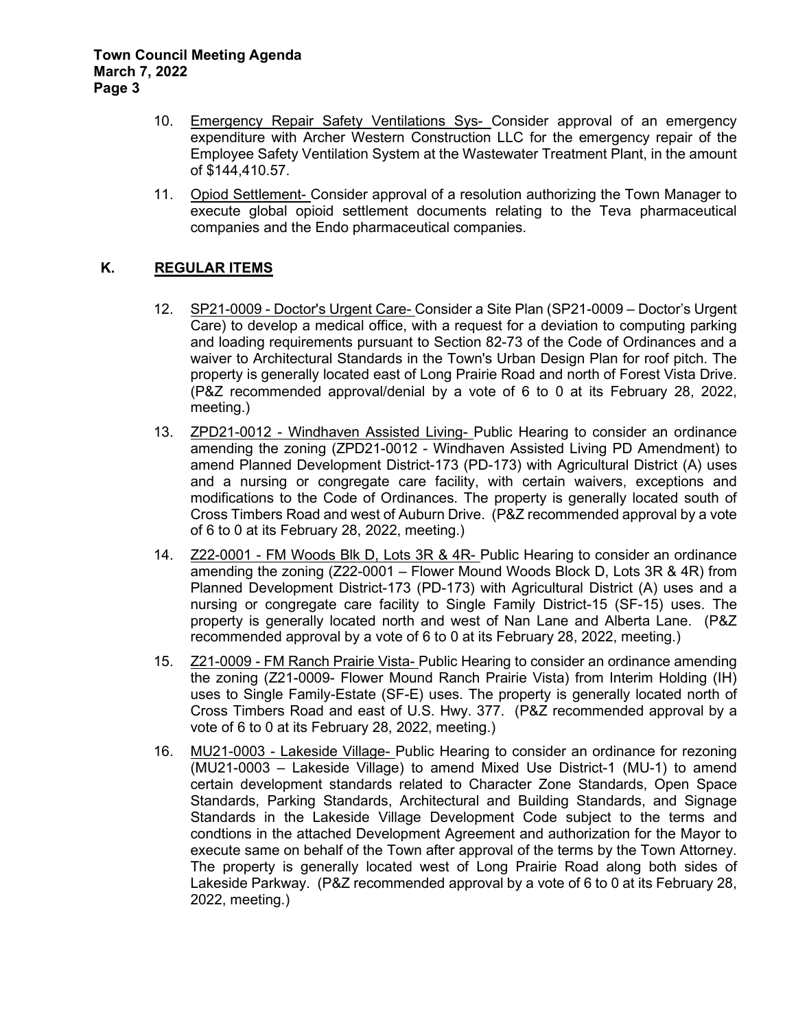10. Emergency Repair Safety Ventilations Sys- Consider approval of an emergency expenditure with Archer Western Construction LLC for the emergency repair of the Employee Safety Ventilation System at the Wastewater Treatment Plant, in the amount of $144,410.57.

11. Opiod Settlement- Consider approval of a resolution authorizing the Town Manager to execute global opioid settlement documents relating to the Teva pharmaceutical companies and the Endo pharmaceutical companies.

## K. REGULAR ITEMS

12. SP21-0009 - Doctor's Urgent Care- Consider a Site Plan (SP21-0009 – Doctor's Urgent Care) to develop a medical office, with a request for a deviation to computing parking and loading requirements pursuant to Section 82-73 of the Code of Ordinances and a waiver to Architectural Standards in the Town's Urban Design Plan for roof pitch. The property is generally located east of Long Prairie Road and north of Forest Vista Drive. (P&Z recommended approval/denial by a vote of 6 to 0 at its February 28, 2022, meeting.)

13. ZPD21-0012 - Windhaven Assisted Living- Public Hearing to consider an ordinance amending the zoning (ZPD21-0012 - Windhaven Assisted Living PD Amendment) to amend Planned Development District-173 (PD-173) with Agricultural District (A) uses and a nursing or congregate care facility, with certain waivers, exceptions and modifications to the Code of Ordinances. The property is generally located south of Cross Timbers Road and west of Auburn Drive. (P&Z recommended approval by a vote of 6 to 0 at its February 28, 2022, meeting.)

14. Z22-0001 - FM Woods Blk D, Lots 3R & 4R- Public Hearing to consider an ordinance amending the zoning (Z22-0001 – Flower Mound Woods Block D, Lots 3R & 4R) from Planned Development District-173 (PD-173) with Agricultural District (A) uses and a nursing or congregate care facility to Single Family District-15 (SF-15) uses. The property is generally located north and west of Nan Lane and Alberta Lane. (P&Z recommended approval by a vote of 6 to 0 at its February 28, 2022, meeting.)

15. Z21-0009 - FM Ranch Prairie Vista- Public Hearing to consider an ordinance amending the zoning (Z21-0009- Flower Mound Ranch Prairie Vista) from Interim Holding (IH) uses to Single Family-Estate (SF-E) uses. The property is generally located north of Cross Timbers Road and east of U.S. Hwy. 377. (P&Z recommended approval by a vote of 6 to 0 at its February 28, 2022, meeting.)

16. MU21-0003 - Lakeside Village- Public Hearing to consider an ordinance for rezoning (MU21-0003 – Lakeside Village) to amend Mixed Use District-1 (MU-1) to amend certain development standards related to Character Zone Standards, Open Space Standards, Parking Standards, Architectural and Building Standards, and Signage Standards in the Lakeside Village Development Code subject to the terms and condtions in the attached Development Agreement and authorization for the Mayor to execute same on behalf of the Town after approval of the terms by the Town Attorney. The property is generally located west of Long Prairie Road along both sides of Lakeside Parkway. (P&Z recommended approval by a vote of 6 to 0 at its February 28, 2022, meeting.)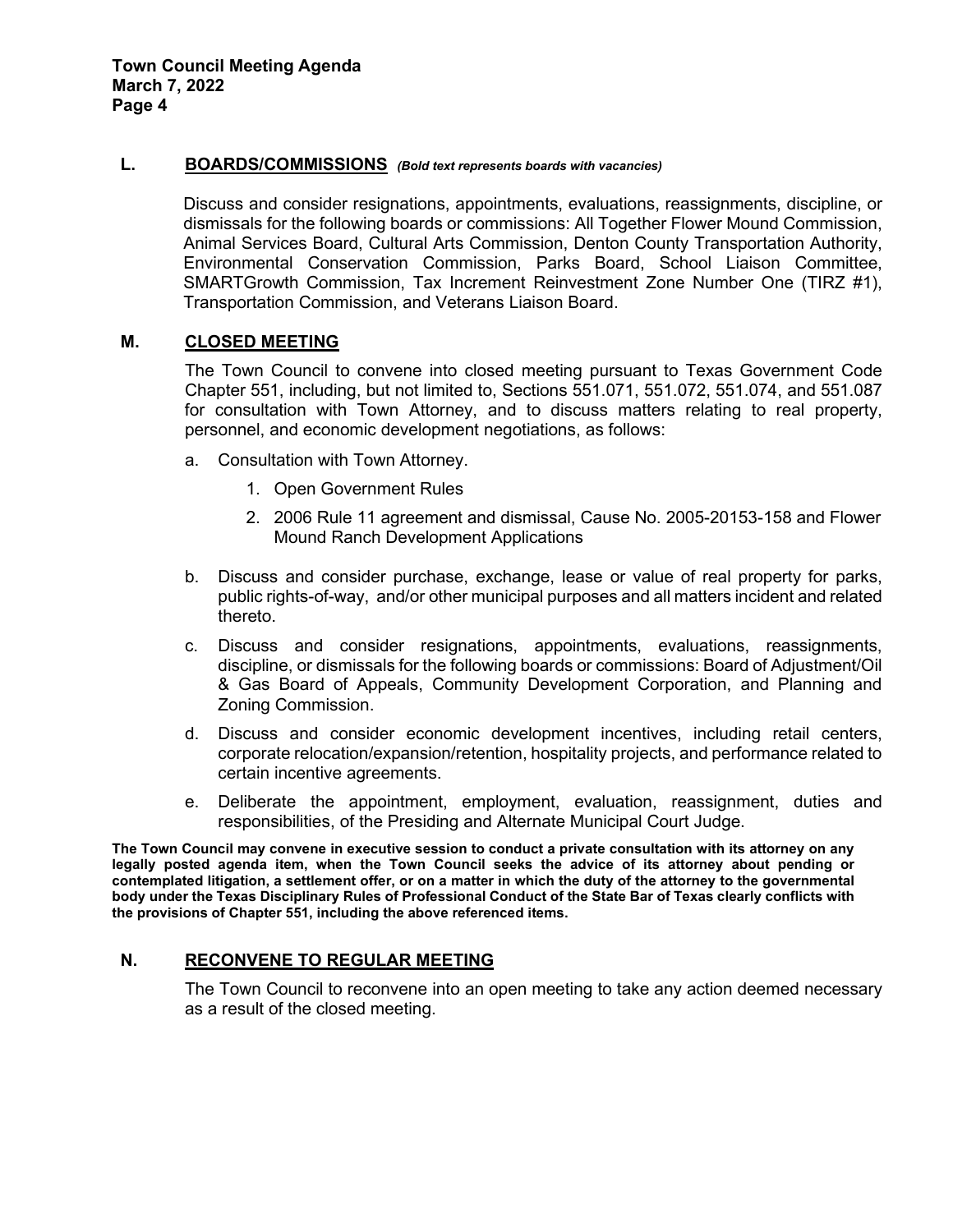## L. BOARDS/COMMISSIONS *(Bold text represents boards with vacancies)*

Discuss and consider resignations, appointments, evaluations, reassignments, discipline, or dismissals for the following boards or commissions: All Together Flower Mound Commission, Animal Services Board, Cultural Arts Commission, Denton County Transportation Authority, Environmental Conservation Commission, Parks Board, School Liaison Committee, SMARTGrowth Commission, Tax Increment Reinvestment Zone Number One (TIRZ #1), Transportation Commission, and Veterans Liaison Board.

## M. CLOSED MEETING

The Town Council to convene into closed meeting pursuant to Texas Government Code Chapter 551, including, but not limited to, Sections 551.071, 551.072, 551.074, and 551.087 for consultation with Town Attorney, and to discuss matters relating to real property, personnel, and economic development negotiations, as follows:

a. Consultation with Town Attorney.
   1. Open Government Rules
   2. 2006 Rule 11 agreement and dismissal, Cause No. 2005-20153-158 and Flower Mound Ranch Development Applications

b. Discuss and consider purchase, exchange, lease or value of real property for parks, public rights-of-way, and/or other municipal purposes and all matters incident and related thereto.

c. Discuss and consider resignations, appointments, evaluations, reassignments, discipline, or dismissals for the following boards or commissions: Board of Adjustment/Oil & Gas Board of Appeals, Community Development Corporation, and Planning and Zoning Commission.

d. Discuss and consider economic development incentives, including retail centers, corporate relocation/expansion/retention, hospitality projects, and performance related to certain incentive agreements.

e. Deliberate the appointment, employment, evaluation, reassignment, duties and responsibilities, of the Presiding and Alternate Municipal Court Judge.

**The Town Council may convene in executive session to conduct a private consultation with its attorney on any legally posted agenda item, when the Town Council seeks the advice of its attorney about pending or contemplated litigation, a settlement offer, or on a matter in which the duty of the attorney to the governmental body under the Texas Disciplinary Rules of Professional Conduct of the State Bar of Texas clearly conflicts with the provisions of Chapter 551, including the above referenced items.**

## N. RECONVENE TO REGULAR MEETING

The Town Council to reconvene into an open meeting to take any action deemed necessary as a result of the closed meeting.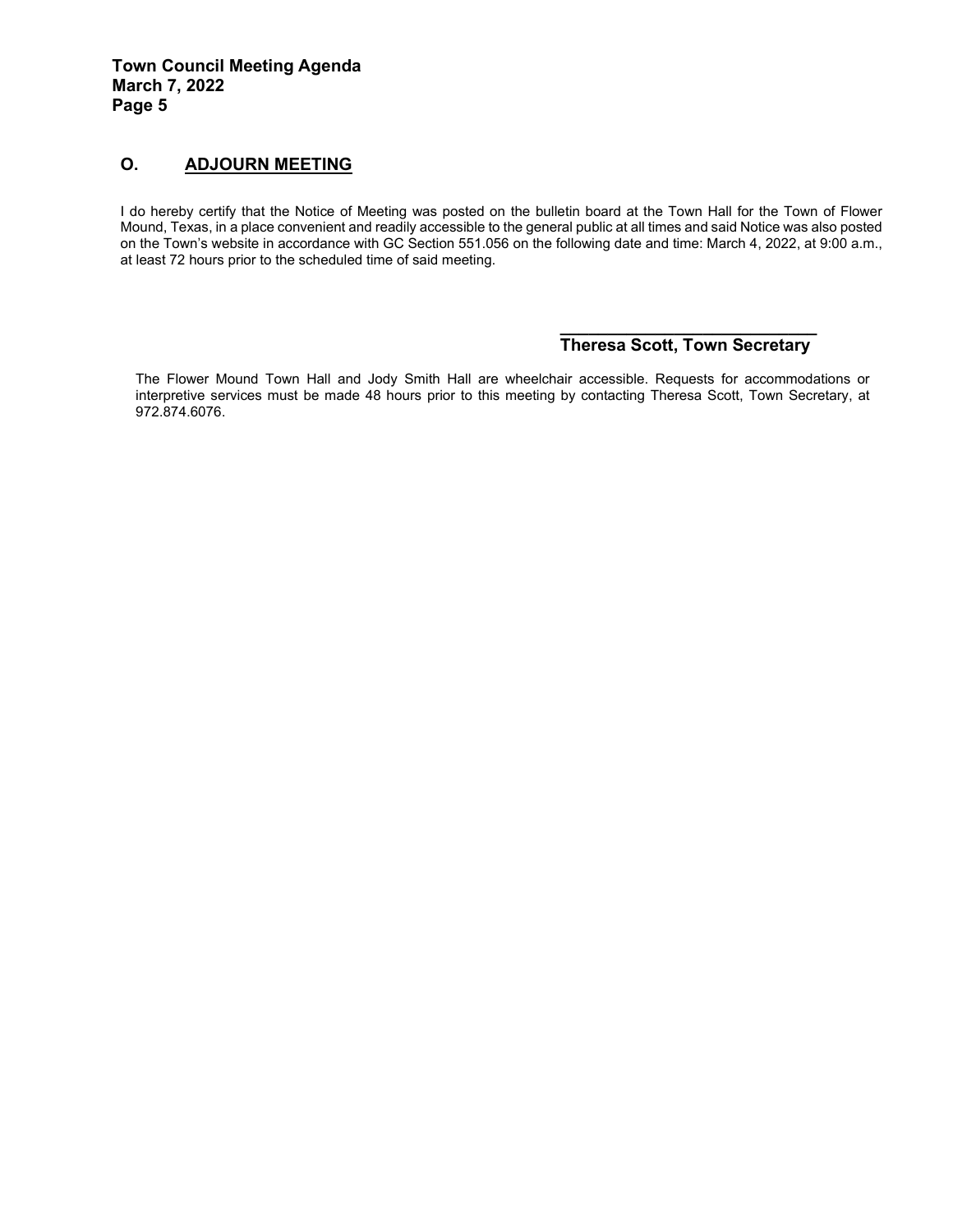## O. ADJOURN MEETING

I do hereby certify that the Notice of Meeting was posted on the bulletin board at the Town Hall for the Town of Flower Mound, Texas, in a place convenient and readily accessible to the general public at all times and said Notice was also posted on the Town's website in accordance with GC Section 551.056 on the following date and time: March 4, 2022, at 9:00 a.m., at least 72 hours prior to the scheduled time of said meeting.

\_\_\_\_\_\_\_\_\_\_\_\_\_\_\_\_\_\_\_\_\_\_\_\_\_\_\_\_\_\_

**Theresa Scott, Town Secretary**

The Flower Mound Town Hall and Jody Smith Hall are wheelchair accessible. Requests for accommodations or interpretive services must be made 48 hours prior to this meeting by contacting Theresa Scott, Town Secretary, at 972.874.6076.